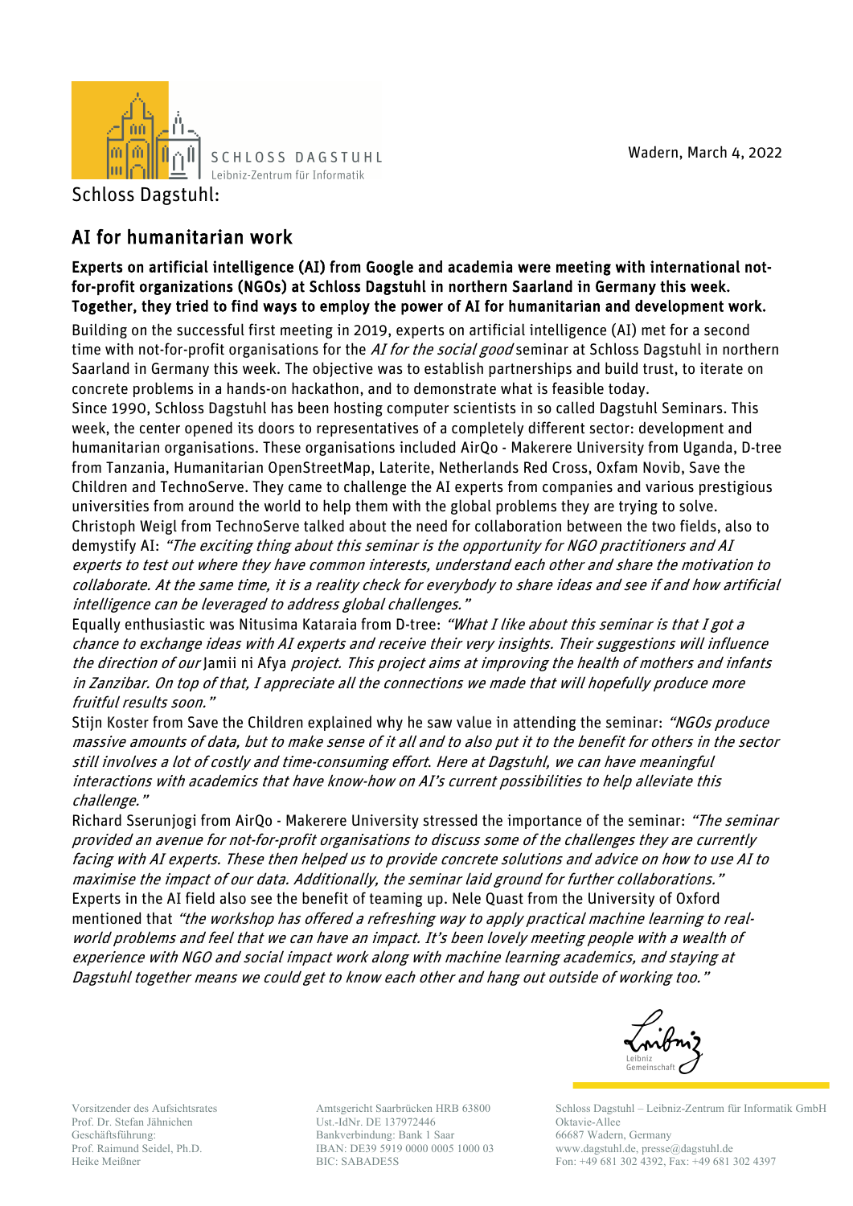Wadern, March 4, 2022

Schloss Dagstuhl:

## AI for humanitarian work

**Experts on artificial intelligence (AI) from Google and academia were meeting with international not-for-profit organizations (NGOs) at Schloss Dagstuhl in northern Saarland in Germany this week. Together, they tried to find ways to employ the power of AI for humanitarian and development work.**

Building on the successful first meeting in 2019, experts on artificial intelligence (AI) met for a second time with not-for-profit organisations for the *AI for the social good* seminar at Schloss Dagstuhl in northern Saarland in Germany this week. The objective was to establish partnerships and build trust, to iterate on concrete problems in a hands-on hackathon, and to demonstrate what is feasible today.

Since 1990, Schloss Dagstuhl has been hosting computer scientists in so called Dagstuhl Seminars. This week, the center opened its doors to representatives of a completely different sector: development and humanitarian organisations. These organisations included AirQo - Makerere University from Uganda, D-tree from Tanzania, Humanitarian OpenStreetMap, Laterite, Netherlands Red Cross, Oxfam Novib, Save the Children and TechnoServe. They came to challenge the AI experts from companies and various prestigious universities from around the world to help them with the global problems they are trying to solve.

Christoph Weigl from TechnoServe talked about the need for collaboration between the two fields, also to demystify AI: *"The exciting thing about this seminar is the opportunity for NGO practitioners and AI experts to test out where they have common interests, understand each other and share the motivation to collaborate. At the same time, it is a reality check for everybody to share ideas and see if and how artificial intelligence can be leveraged to address global challenges."*

Equally enthusiastic was Nitusima Kataraia from D-tree: *"What I like about this seminar is that I got a chance to exchange ideas with AI experts and receive their very insights. Their suggestions will influence the direction of our* Jamii ni Afya *project. This project aims at improving the health of mothers and infants in Zanzibar. On top of that, I appreciate all the connections we made that will hopefully produce more fruitful results soon."*

Stijn Koster from Save the Children explained why he saw value in attending the seminar: *"NGOs produce massive amounts of data, but to make sense of it all and to also put it to the benefit for others in the sector still involves a lot of costly and time-consuming effort. Here at Dagstuhl, we can have meaningful interactions with academics that have know-how on AI's current possibilities to help alleviate this challenge."*

Richard Sserunjogi from AirQo - Makerere University stressed the importance of the seminar: *"The seminar provided an avenue for not-for-profit organisations to discuss some of the challenges they are currently facing with AI experts. These then helped us to provide concrete solutions and advice on how to use AI to maximise the impact of our data. Additionally, the seminar laid ground for further collaborations."*

Experts in the AI field also see the benefit of teaming up. Nele Quast from the University of Oxford mentioned that *"the workshop has offered a refreshing way to apply practical machine learning to real-world problems and feel that we can have an impact. It's been lovely meeting people with a wealth of experience with NGO and social impact work along with machine learning academics, and staying at Dagstuhl together means we could get to know each other and hang out outside of working too."*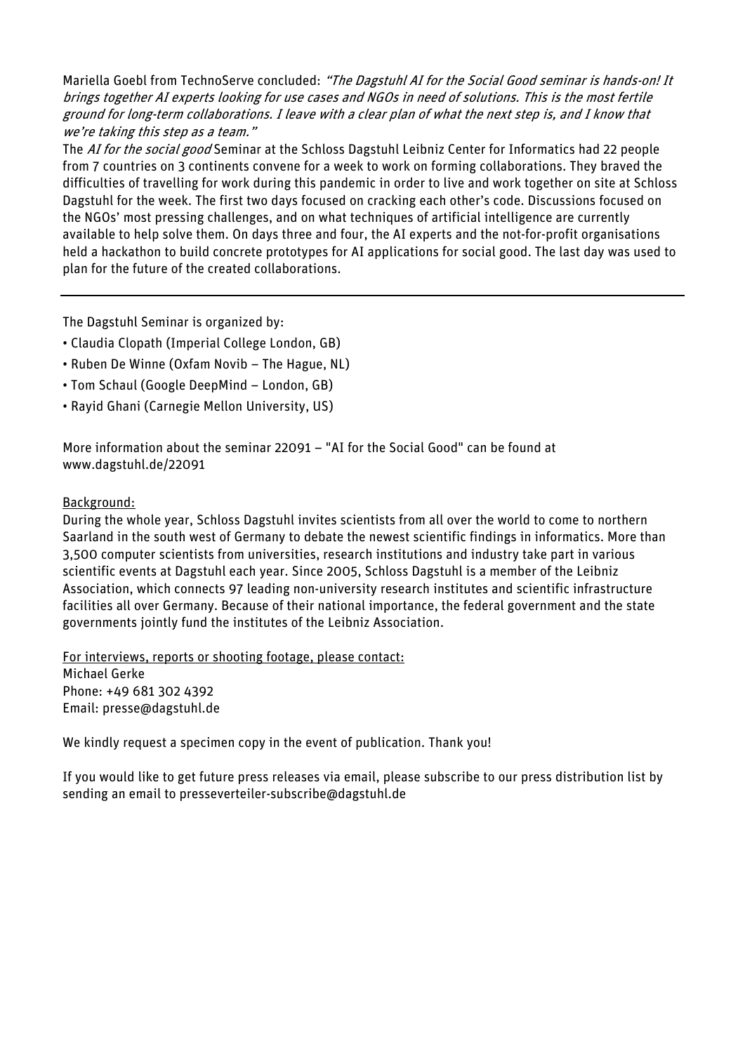Mariella Goebl from TechnoServe concluded: *"The Dagstuhl AI for the Social Good seminar is hands-on! It brings together AI experts looking for use cases and NGOs in need of solutions. This is the most fertile ground for long-term collaborations. I leave with a clear plan of what the next step is, and I know that we're taking this step as a team."*

The *AI for the social good* Seminar at the Schloss Dagstuhl Leibniz Center for Informatics had 22 people from 7 countries on 3 continents convene for a week to work on forming collaborations. They braved the difficulties of travelling for work during this pandemic in order to live and work together on site at Schloss Dagstuhl for the week. The first two days focused on cracking each other's code. Discussions focused on the NGOs' most pressing challenges, and on what techniques of artificial intelligence are currently available to help solve them. On days three and four, the AI experts and the not-for-profit organisations held a hackathon to build concrete prototypes for AI applications for social good. The last day was used to plan for the future of the created collaborations.

---

The Dagstuhl Seminar is organized by:

- Claudia Clopath (Imperial College London, GB)
- Ruben De Winne (Oxfam Novib – The Hague, NL)
- Tom Schaul (Google DeepMind – London, GB)
- Rayid Ghani (Carnegie Mellon University, US)

More information about the seminar 22091 – "AI for the Social Good" can be found at www.dagstuhl.de/22091

Background:

During the whole year, Schloss Dagstuhl invites scientists from all over the world to come to northern Saarland in the south west of Germany to debate the newest scientific findings in informatics. More than 3,500 computer scientists from universities, research institutions and industry take part in various scientific events at Dagstuhl each year. Since 2005, Schloss Dagstuhl is a member of the Leibniz Association, which connects 97 leading non-university research institutes and scientific infrastructure facilities all over Germany. Because of their national importance, the federal government and the state governments jointly fund the institutes of the Leibniz Association.

For interviews, reports or shooting footage, please contact:

Michael Gerke
Phone: +49 681 302 4392
Email: presse@dagstuhl.de

We kindly request a specimen copy in the event of publication. Thank you!

If you would like to get future press releases via email, please subscribe to our press distribution list by sending an email to presseverteiler-subscribe@dagstuhl.de